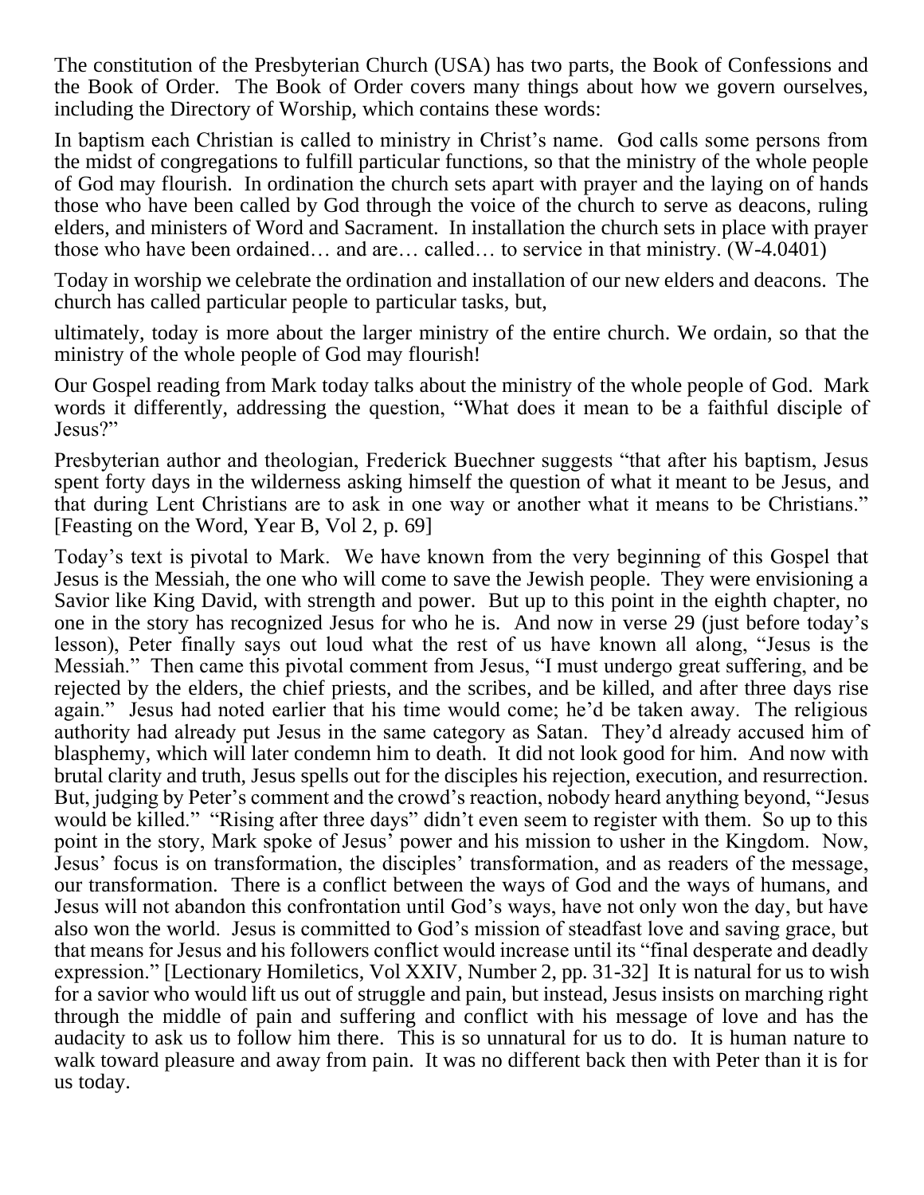The constitution of the Presbyterian Church (USA) has two parts, the Book of Confessions and the Book of Order. The Book of Order covers many things about how we govern ourselves, including the Directory of Worship, which contains these words:

In baptism each Christian is called to ministry in Christ's name. God calls some persons from the midst of congregations to fulfill particular functions, so that the ministry of the whole people of God may flourish. In ordination the church sets apart with prayer and the laying on of hands those who have been called by God through the voice of the church to serve as deacons, ruling elders, and ministers of Word and Sacrament. In installation the church sets in place with prayer those who have been ordained… and are… called… to service in that ministry. (W-4.0401)

Today in worship we celebrate the ordination and installation of our new elders and deacons. The church has called particular people to particular tasks, but,

ultimately, today is more about the larger ministry of the entire church. We ordain, so that the ministry of the whole people of God may flourish!

Our Gospel reading from Mark today talks about the ministry of the whole people of God. Mark words it differently, addressing the question, "What does it mean to be a faithful disciple of Jesus?"

Presbyterian author and theologian, Frederick Buechner suggests "that after his baptism, Jesus spent forty days in the wilderness asking himself the question of what it meant to be Jesus, and that during Lent Christians are to ask in one way or another what it means to be Christians." [Feasting on the Word, Year B, Vol 2, p. 69]

Today's text is pivotal to Mark. We have known from the very beginning of this Gospel that Jesus is the Messiah, the one who will come to save the Jewish people. They were envisioning a Savior like King David, with strength and power. But up to this point in the eighth chapter, no one in the story has recognized Jesus for who he is. And now in verse 29 (just before today's lesson), Peter finally says out loud what the rest of us have known all along, "Jesus is the Messiah." Then came this pivotal comment from Jesus, "I must undergo great suffering, and be rejected by the elders, the chief priests, and the scribes, and be killed, and after three days rise again." Jesus had noted earlier that his time would come; he'd be taken away. The religious authority had already put Jesus in the same category as Satan. They'd already accused him of blasphemy, which will later condemn him to death. It did not look good for him. And now with brutal clarity and truth, Jesus spells out for the disciples his rejection, execution, and resurrection. But, judging by Peter's comment and the crowd's reaction, nobody heard anything beyond, "Jesus would be killed." "Rising after three days" didn't even seem to register with them. So up to this point in the story, Mark spoke of Jesus' power and his mission to usher in the Kingdom. Now, Jesus' focus is on transformation, the disciples' transformation, and as readers of the message, our transformation. There is a conflict between the ways of God and the ways of humans, and Jesus will not abandon this confrontation until God's ways, have not only won the day, but have also won the world. Jesus is committed to God's mission of steadfast love and saving grace, but that means for Jesus and his followers conflict would increase until its "final desperate and deadly expression." [Lectionary Homiletics, Vol XXIV, Number 2, pp. 31-32] It is natural for us to wish for a savior who would lift us out of struggle and pain, but instead, Jesus insists on marching right through the middle of pain and suffering and conflict with his message of love and has the audacity to ask us to follow him there. This is so unnatural for us to do. It is human nature to walk toward pleasure and away from pain. It was no different back then with Peter than it is for us today.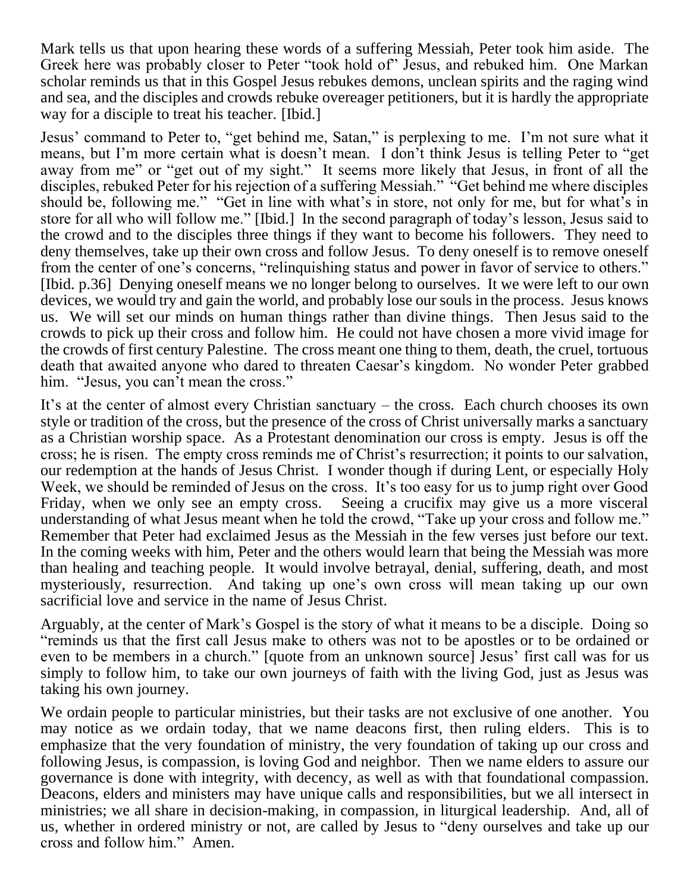Mark tells us that upon hearing these words of a suffering Messiah, Peter took him aside. The Greek here was probably closer to Peter "took hold of" Jesus, and rebuked him. One Markan scholar reminds us that in this Gospel Jesus rebukes demons, unclean spirits and the raging wind and sea, and the disciples and crowds rebuke overeager petitioners, but it is hardly the appropriate way for a disciple to treat his teacher. [Ibid.]

Jesus' command to Peter to, "get behind me, Satan," is perplexing to me. I'm not sure what it means, but I'm more certain what is doesn't mean. I don't think Jesus is telling Peter to "get away from me" or "get out of my sight." It seems more likely that Jesus, in front of all the disciples, rebuked Peter for his rejection of a suffering Messiah." "Get behind me where disciples should be, following me." "Get in line with what's in store, not only for me, but for what's in store for all who will follow me." [Ibid.] In the second paragraph of today's lesson, Jesus said to the crowd and to the disciples three things if they want to become his followers. They need to deny themselves, take up their own cross and follow Jesus. To deny oneself is to remove oneself from the center of one's concerns, "relinquishing status and power in favor of service to others." [Ibid. p.36] Denying oneself means we no longer belong to ourselves. It we were left to our own devices, we would try and gain the world, and probably lose our souls in the process. Jesus knows us. We will set our minds on human things rather than divine things. Then Jesus said to the crowds to pick up their cross and follow him. He could not have chosen a more vivid image for the crowds of first century Palestine. The cross meant one thing to them, death, the cruel, tortuous death that awaited anyone who dared to threaten Caesar's kingdom. No wonder Peter grabbed him. "Jesus, you can't mean the cross."

It's at the center of almost every Christian sanctuary – the cross. Each church chooses its own style or tradition of the cross, but the presence of the cross of Christ universally marks a sanctuary as a Christian worship space. As a Protestant denomination our cross is empty. Jesus is off the cross; he is risen. The empty cross reminds me of Christ's resurrection; it points to our salvation, our redemption at the hands of Jesus Christ. I wonder though if during Lent, or especially Holy Week, we should be reminded of Jesus on the cross. It's too easy for us to jump right over Good Friday, when we only see an empty cross. Seeing a crucifix may give us a more visceral understanding of what Jesus meant when he told the crowd, "Take up your cross and follow me." Remember that Peter had exclaimed Jesus as the Messiah in the few verses just before our text. In the coming weeks with him, Peter and the others would learn that being the Messiah was more than healing and teaching people. It would involve betrayal, denial, suffering, death, and most mysteriously, resurrection. And taking up one's own cross will mean taking up our own sacrificial love and service in the name of Jesus Christ.

Arguably, at the center of Mark's Gospel is the story of what it means to be a disciple. Doing so "reminds us that the first call Jesus make to others was not to be apostles or to be ordained or even to be members in a church." [quote from an unknown source] Jesus' first call was for us simply to follow him, to take our own journeys of faith with the living God, just as Jesus was taking his own journey.

We ordain people to particular ministries, but their tasks are not exclusive of one another. You may notice as we ordain today, that we name deacons first, then ruling elders. This is to emphasize that the very foundation of ministry, the very foundation of taking up our cross and following Jesus, is compassion, is loving God and neighbor. Then we name elders to assure our governance is done with integrity, with decency, as well as with that foundational compassion. Deacons, elders and ministers may have unique calls and responsibilities, but we all intersect in ministries; we all share in decision-making, in compassion, in liturgical leadership. And, all of us, whether in ordered ministry or not, are called by Jesus to "deny ourselves and take up our cross and follow him." Amen.